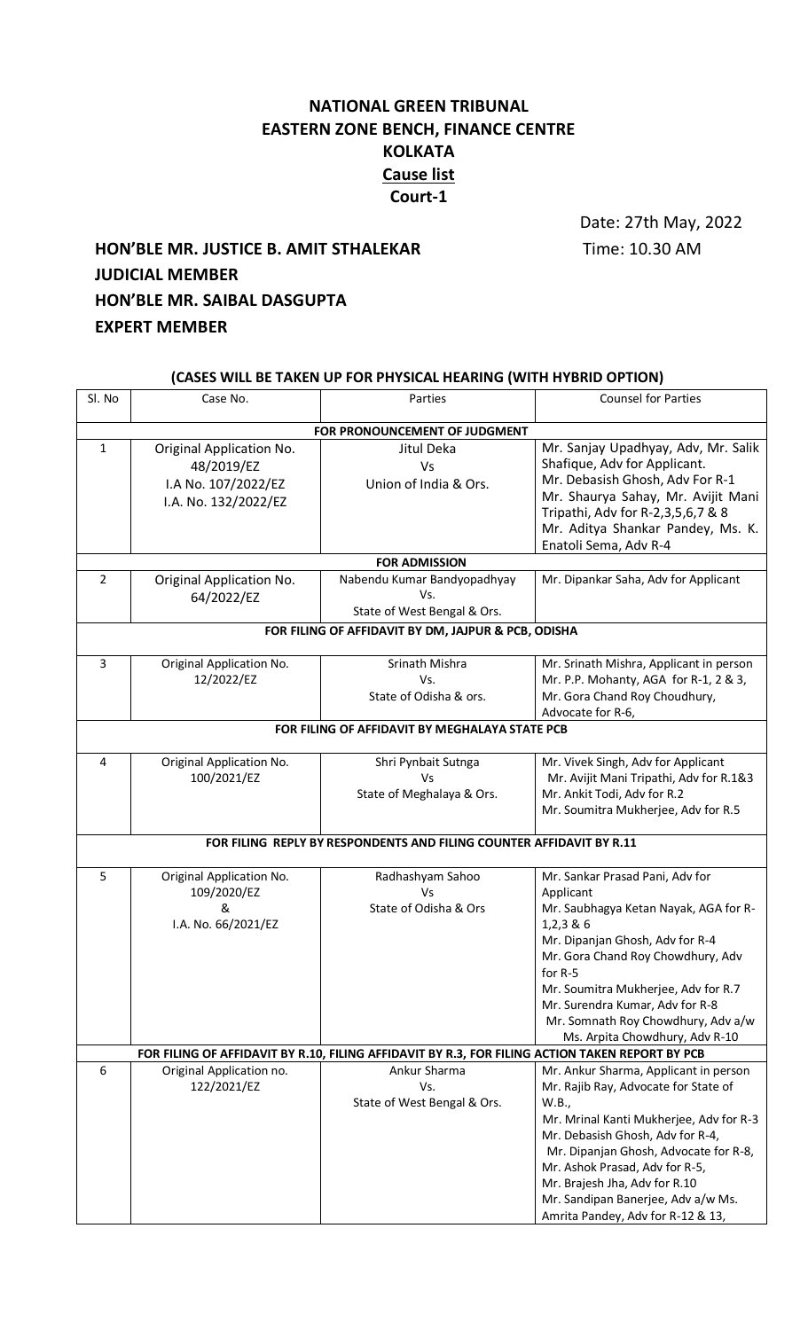# NATIONAL GREEN TRIBUNAL
## EASTERN ZONE BENCH, FINANCE CENTRE
## KOLKATA
## Cause list
## Court-1

Date: 27th May, 2022

Time: 10.30 AM

**HON'BLE MR. JUSTICE B. AMIT STHALEKAR**
**JUDICIAL MEMBER**
**HON'BLE MR. SAIBAL DASGUPTA**
**EXPERT MEMBER**

**(CASES WILL BE TAKEN UP FOR PHYSICAL HEARING (WITH HYBRID OPTION)**

| Sl. No | Case No. | Parties | Counsel for Parties |
|---|---|---|---|
| **FOR PRONOUNCEMENT OF JUDGMENT** | | | |
| 1 | Original Application No. 48/2019/EZ<br>I.A No. 107/2022/EZ<br>I.A. No. 132/2022/EZ | Jitul Deka<br>Vs<br>Union of India & Ors. | Mr. Sanjay Upadhyay, Adv, Mr. Salik Shafique, Adv for Applicant.<br>Mr. Debasish Ghosh, Adv For R-1<br>Mr. Shaurya Sahay, Mr. Avijit Mani Tripathi, Adv for R-2,3,5,6,7 & 8<br>Mr. Aditya Shankar Pandey, Ms. K. Enatoli Sema, Adv R-4 |
| **FOR ADMISSION** | | | |
| 2 | Original Application No. 64/2022/EZ | Nabendu Kumar Bandyopadhyay<br>Vs.<br>State of West Bengal & Ors. | Mr. Dipankar Saha, Adv for Applicant |
| **FOR FILING OF AFFIDAVIT BY DM, JAJPUR & PCB, ODISHA** | | | |
| 3 | Original Application No. 12/2022/EZ | Srinath Mishra<br>Vs.<br>State of Odisha & ors. | Mr. Srinath Mishra, Applicant in person<br>Mr. P.P. Mohanty, AGA for R-1, 2 & 3,<br>Mr. Gora Chand Roy Choudhury, Advocate for R-6, |
| **FOR FILING OF AFFIDAVIT BY MEGHALAYA STATE PCB** | | | |
| 4 | Original Application No. 100/2021/EZ | Shri Pynbait Sutnga<br>Vs<br>State of Meghalaya & Ors. | Mr. Vivek Singh, Adv for Applicant<br>Mr. Avijit Mani Tripathi, Adv for R.1&3<br>Mr. Ankit Todi, Adv for R.2<br>Mr. Soumitra Mukherjee, Adv for R.5 |
| **FOR FILING REPLY BY RESPONDENTS AND FILING COUNTER AFFIDAVIT BY R.11** | | | |
| 5 | Original Application No. 109/2020/EZ<br>&<br>I.A. No. 66/2021/EZ | Radhashyam Sahoo<br>Vs<br>State of Odisha & Ors | Mr. Sankar Prasad Pani, Adv for Applicant<br>Mr. Saubhagya Ketan Nayak, AGA for R-1,2,3 & 6<br>Mr. Dipanjan Ghosh, Adv for R-4<br>Mr. Gora Chand Roy Chowdhury, Adv for R-5<br>Mr. Soumitra Mukherjee, Adv for R.7<br>Mr. Surendra Kumar, Adv for R-8<br>Mr. Somnath Roy Chowdhury, Adv a/w Ms. Arpita Chowdhury, Adv R-10 |
| **FOR FILING OF AFFIDAVIT BY R.10, FILING AFFIDAVIT BY R.3, FOR FILING ACTION TAKEN REPORT BY PCB** | | | |
| 6 | Original Application no. 122/2021/EZ | Ankur Sharma<br>Vs.<br>State of West Bengal & Ors. | Mr. Ankur Sharma, Applicant in person<br>Mr. Rajib Ray, Advocate for State of W.B.,<br>Mr. Mrinal Kanti Mukherjee, Adv for R-3<br>Mr. Debasish Ghosh, Adv for R-4,<br>Mr. Dipanjan Ghosh, Advocate for R-8,<br>Mr. Ashok Prasad, Adv for R-5,<br>Mr. Brajesh Jha, Adv for R.10<br>Mr. Sandipan Banerjee, Adv a/w Ms. Amrita Pandey, Adv for R-12 & 13, |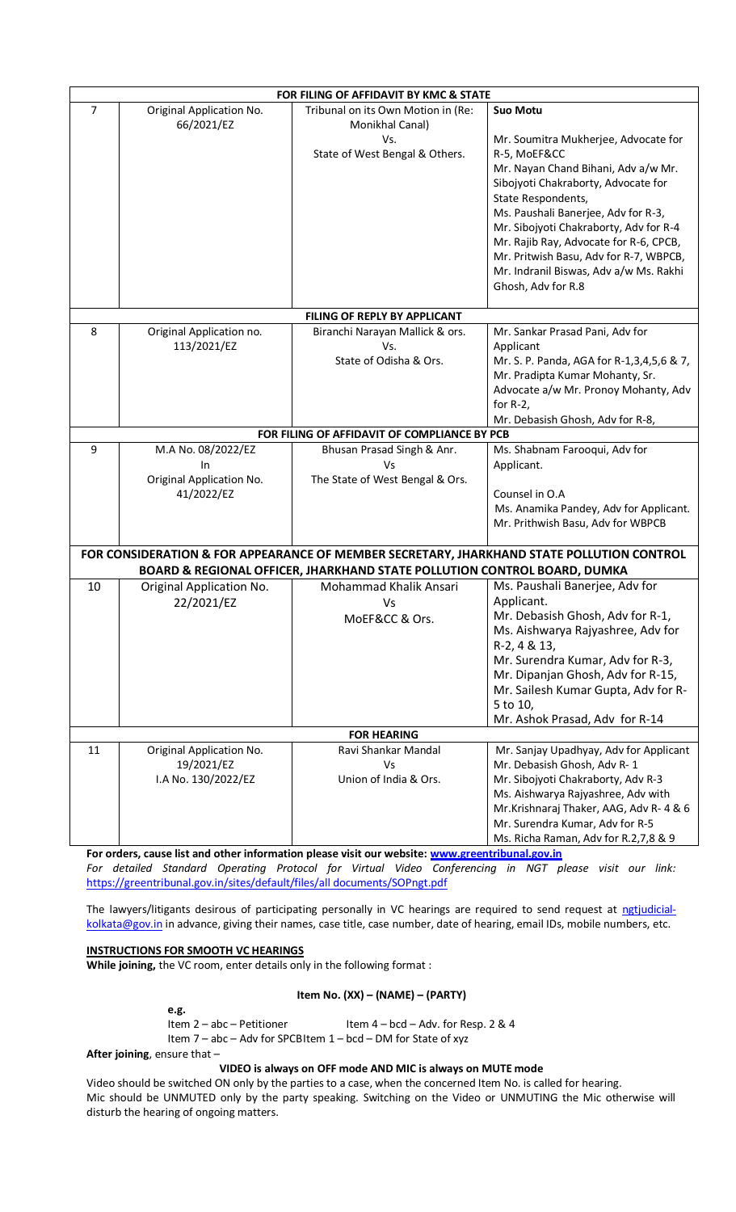| | | | |
|---|---|---|---|
| **FOR FILING OF AFFIDAVIT BY KMC & STATE** | | | |
| 7 | Original Application No. 66/2021/EZ | Tribunal on its Own Motion in (Re: Monikhal Canal) Vs. State of West Bengal & Others. | **Suo Motu**<br><br>Mr. Soumitra Mukherjee, Advocate for R-5, MoEF&CC<br>Mr. Nayan Chand Bihani, Adv a/w Mr. Sibojyoti Chakraborty, Advocate for State Respondents,<br>Ms. Paushali Banerjee, Adv for R-3,<br>Mr. Sibojyoti Chakraborty, Adv for R-4<br>Mr. Rajib Ray, Advocate for R-6, CPCB,<br>Mr. Pritwish Basu, Adv for R-7, WBPCB,<br>Mr. Indranil Biswas, Adv a/w Ms. Rakhi Ghosh, Adv for R.8 |
| **FILING OF REPLY BY APPLICANT** | | | |
| 8 | Original Application no. 113/2021/EZ | Biranchi Narayan Mallick & ors. Vs. State of Odisha & Ors. | Mr. Sankar Prasad Pani, Adv for Applicant<br>Mr. S. P. Panda, AGA for R-1,3,4,5,6 & 7,<br>Mr. Pradipta Kumar Mohanty, Sr. Advocate a/w Mr. Pronoy Mohanty, Adv for R-2,<br>Mr. Debasish Ghosh, Adv for R-8, |
| **FOR FILING OF AFFIDAVIT OF COMPLIANCE BY PCB** | | | |
| 9 | M.A No. 08/2022/EZ In Original Application No. 41/2022/EZ | Bhusan Prasad Singh & Anr. Vs The State of West Bengal & Ors. | Ms. Shabnam Farooqui, Adv for Applicant.<br><br>Counsel in O.A<br>Ms. Anamika Pandey, Adv for Applicant.<br>Mr. Prithwish Basu, Adv for WBPCB |
| **FOR CONSIDERATION & FOR APPEARANCE OF MEMBER SECRETARY, JHARKHAND STATE POLLUTION CONTROL BOARD & REGIONAL OFFICER, JHARKHAND STATE POLLUTION CONTROL BOARD, DUMKA** | | | |
| 10 | Original Application No. 22/2021/EZ | Mohammad Khalik Ansari Vs MoEF&CC & Ors. | Ms. Paushali Banerjee, Adv for Applicant.<br>Mr. Debasish Ghosh, Adv for R-1,<br>Ms. Aishwarya Rajyashree, Adv for R-2, 4 & 13,<br>Mr. Surendra Kumar, Adv for R-3,<br>Mr. Dipanjan Ghosh, Adv for R-15,<br>Mr. Sailesh Kumar Gupta, Adv for R-5 to 10,<br>Mr. Ashok Prasad, Adv for R-14 |
| **FOR HEARING** | | | |
| 11 | Original Application No. 19/2021/EZ<br>I.A No. 130/2022/EZ | Ravi Shankar Mandal Vs Union of India & Ors. | Mr. Sanjay Upadhyay, Adv for Applicant<br>Mr. Debasish Ghosh, Adv R- 1<br>Mr. Sibojyoti Chakraborty, Adv R-3<br>Ms. Aishwarya Rajyashree, Adv with Mr.Krishnaraj Thaker, AAG, Adv R- 4 & 6<br>Mr. Surendra Kumar, Adv for R-5<br>Ms. Richa Raman, Adv for R.2,7,8 & 9 |

**For orders, cause list and other information please visit our website: www.greentribunal.gov.in**

*For detailed Standard Operating Protocol for Virtual Video Conferencing in NGT please visit our link:* https://greentribunal.gov.in/sites/default/files/all documents/SOPngt.pdf

The lawyers/litigants desirous of participating personally in VC hearings are required to send request at ngtjudicial-kolkata@gov.in in advance, giving their names, case title, case number, date of hearing, email IDs, mobile numbers, etc.

**INSTRUCTIONS FOR SMOOTH VC HEARINGS**

**While joining,** the VC room, enter details only in the following format :

**Item No. (XX) – (NAME) – (PARTY)**

**e.g.**

Item 2 – abc – Petitioner Item 4 – bcd – Adv. for Resp. 2 & 4

Item 7 – abc – Adv for SPCBItem 1 – bcd – DM for State of xyz

**After joining**, ensure that –

**VIDEO is always on OFF mode AND MIC is always on MUTE mode**

Video should be switched ON only by the parties to a case, when the concerned Item No. is called for hearing. Mic should be UNMUTED only by the party speaking. Switching on the Video or UNMUTING the Mic otherwise will disturb the hearing of ongoing matters.